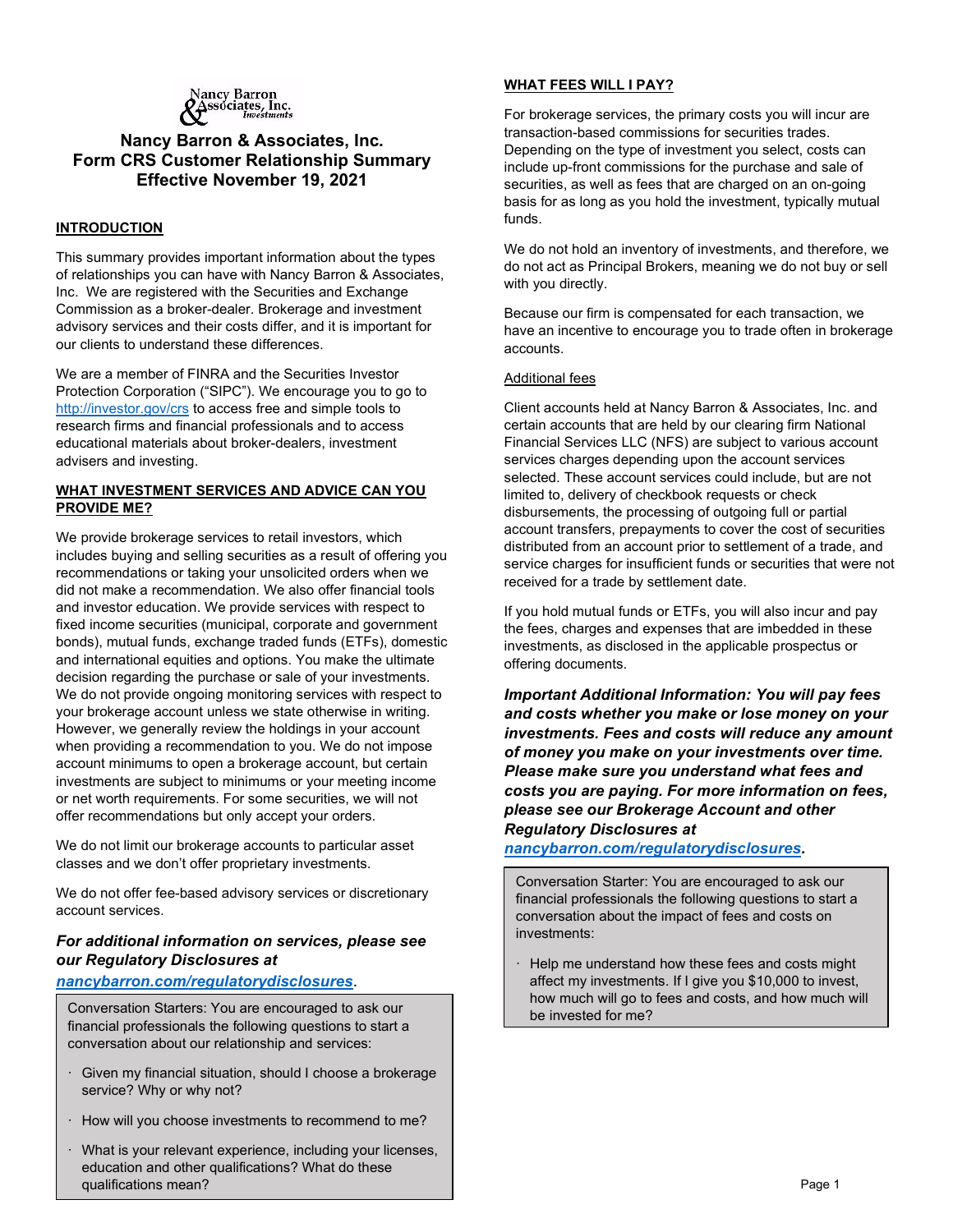# Nancy Barron & Associates, Inc.
# Form CRS Customer Relationship Summary
# Effective November 19, 2021

## INTRODUCTION

This summary provides important information about the types of relationships you can have with Nancy Barron & Associates, Inc. We are registered with the Securities and Exchange Commission as a broker-dealer. Brokerage and investment advisory services and their costs differ, and it is important for our clients to understand these differences.

We are a member of FINRA and the Securities Investor Protection Corporation ("SIPC"). We encourage you to go to http://investor.gov/crs to access free and simple tools to research firms and financial professionals and to access educational materials about broker-dealers, investment advisers and investing.

## WHAT INVESTMENT SERVICES AND ADVICE CAN YOU PROVIDE ME?

We provide brokerage services to retail investors, which includes buying and selling securities as a result of offering you recommendations or taking your unsolicited orders when we did not make a recommendation. We also offer financial tools and investor education. We provide services with respect to fixed income securities (municipal, corporate and government bonds), mutual funds, exchange traded funds (ETFs), domestic and international equities and options. You make the ultimate decision regarding the purchase or sale of your investments. We do not provide ongoing monitoring services with respect to your brokerage account unless we state otherwise in writing. However, we generally review the holdings in your account when providing a recommendation to you. We do not impose account minimums to open a brokerage account, but certain investments are subject to minimums or your meeting income or net worth requirements. For some securities, we will not offer recommendations but only accept your orders.

We do not limit our brokerage accounts to particular asset classes and we don't offer proprietary investments.

We do not offer fee-based advisory services or discretionary account services.

***For additional information on services, please see our Regulatory Disclosures at nancybarron.com/regulatorydisclosures.***

> Conversation Starters: You are encouraged to ask our financial professionals the following questions to start a conversation about our relationship and services:
>
> - Given my financial situation, should I choose a brokerage service? Why or why not?
> - How will you choose investments to recommend to me?
> - What is your relevant experience, including your licenses, education and other qualifications? What do these qualifications mean?

## WHAT FEES WILL I PAY?

For brokerage services, the primary costs you will incur are transaction-based commissions for securities trades. Depending on the type of investment you select, costs can include up-front commissions for the purchase and sale of securities, as well as fees that are charged on an on-going basis for as long as you hold the investment, typically mutual funds.

We do not hold an inventory of investments, and therefore, we do not act as Principal Brokers, meaning we do not buy or sell with you directly.

Because our firm is compensated for each transaction, we have an incentive to encourage you to trade often in brokerage accounts.

### Additional fees

Client accounts held at Nancy Barron & Associates, Inc. and certain accounts that are held by our clearing firm National Financial Services LLC (NFS) are subject to various account services charges depending upon the account services selected. These account services could include, but are not limited to, delivery of checkbook requests or check disbursements, the processing of outgoing full or partial account transfers, prepayments to cover the cost of securities distributed from an account prior to settlement of a trade, and service charges for insufficient funds or securities that were not received for a trade by settlement date.

If you hold mutual funds or ETFs, you will also incur and pay the fees, charges and expenses that are imbedded in these investments, as disclosed in the applicable prospectus or offering documents.

***Important Additional Information: You will pay fees and costs whether you make or lose money on your investments. Fees and costs will reduce any amount of money you make on your investments over time. Please make sure you understand what fees and costs you are paying. For more information on fees, please see our Brokerage Account and other Regulatory Disclosures at nancybarron.com/regulatorydisclosures.***

> Conversation Starter: You are encouraged to ask our financial professionals the following questions to start a conversation about the impact of fees and costs on investments:
>
> - Help me understand how these fees and costs might affect my investments. If I give you $10,000 to invest, how much will go to fees and costs, and how much will be invested for me?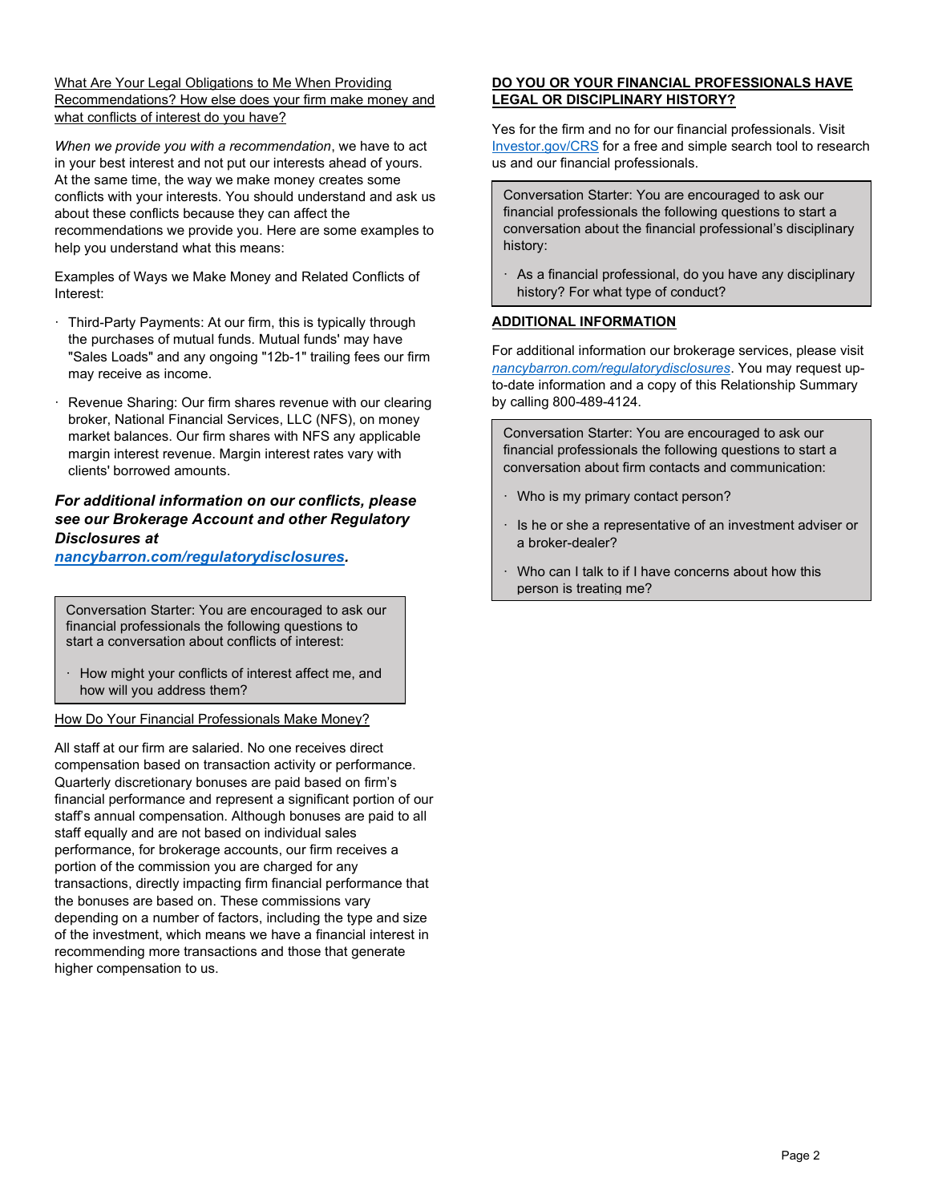What Are Your Legal Obligations to Me When Providing Recommendations? How else does your firm make money and what conflicts of interest do you have?

*When we provide you with a recommendation*, we have to act in your best interest and not put our interests ahead of yours. At the same time, the way we make money creates some conflicts with your interests. You should understand and ask us about these conflicts because they can affect the recommendations we provide you. Here are some examples to help you understand what this means:

Examples of Ways we Make Money and Related Conflicts of Interest:

- Third-Party Payments: At our firm, this is typically through the purchases of mutual funds. Mutual funds' may have "Sales Loads" and any ongoing "12b-1" trailing fees our firm may receive as income.
- Revenue Sharing: Our firm shares revenue with our clearing broker, National Financial Services, LLC (NFS), on money market balances. Our firm shares with NFS any applicable margin interest revenue. Margin interest rates vary with clients' borrowed amounts.

***For additional information on our conflicts, please see our Brokerage Account and other Regulatory Disclosures at nancybarron.com/regulatorydisclosures.***

> Conversation Starter: You are encouraged to ask our financial professionals the following questions to start a conversation about conflicts of interest:
>
> - How might your conflicts of interest affect me, and how will you address them?

How Do Your Financial Professionals Make Money?

All staff at our firm are salaried. No one receives direct compensation based on transaction activity or performance. Quarterly discretionary bonuses are paid based on firm's financial performance and represent a significant portion of our staff's annual compensation. Although bonuses are paid to all staff equally and are not based on individual sales performance, for brokerage accounts, our firm receives a portion of the commission you are charged for any transactions, directly impacting firm financial performance that the bonuses are based on. These commissions vary depending on a number of factors, including the type and size of the investment, which means we have a financial interest in recommending more transactions and those that generate higher compensation to us.

## DO YOU OR YOUR FINANCIAL PROFESSIONALS HAVE LEGAL OR DISCIPLINARY HISTORY?

Yes for the firm and no for our financial professionals. Visit Investor.gov/CRS for a free and simple search tool to research us and our financial professionals.

> Conversation Starter: You are encouraged to ask our financial professionals the following questions to start a conversation about the financial professional's disciplinary history:
>
> - As a financial professional, do you have any disciplinary history? For what type of conduct?

## ADDITIONAL INFORMATION

For additional information our brokerage services, please visit *nancybarron.com/regulatorydisclosures*. You may request up-to-date information and a copy of this Relationship Summary by calling 800-489-4124.

> Conversation Starter: You are encouraged to ask our financial professionals the following questions to start a conversation about firm contacts and communication:
>
> - Who is my primary contact person?
> - Is he or she a representative of an investment adviser or a broker-dealer?
> - Who can I talk to if I have concerns about how this person is treating me?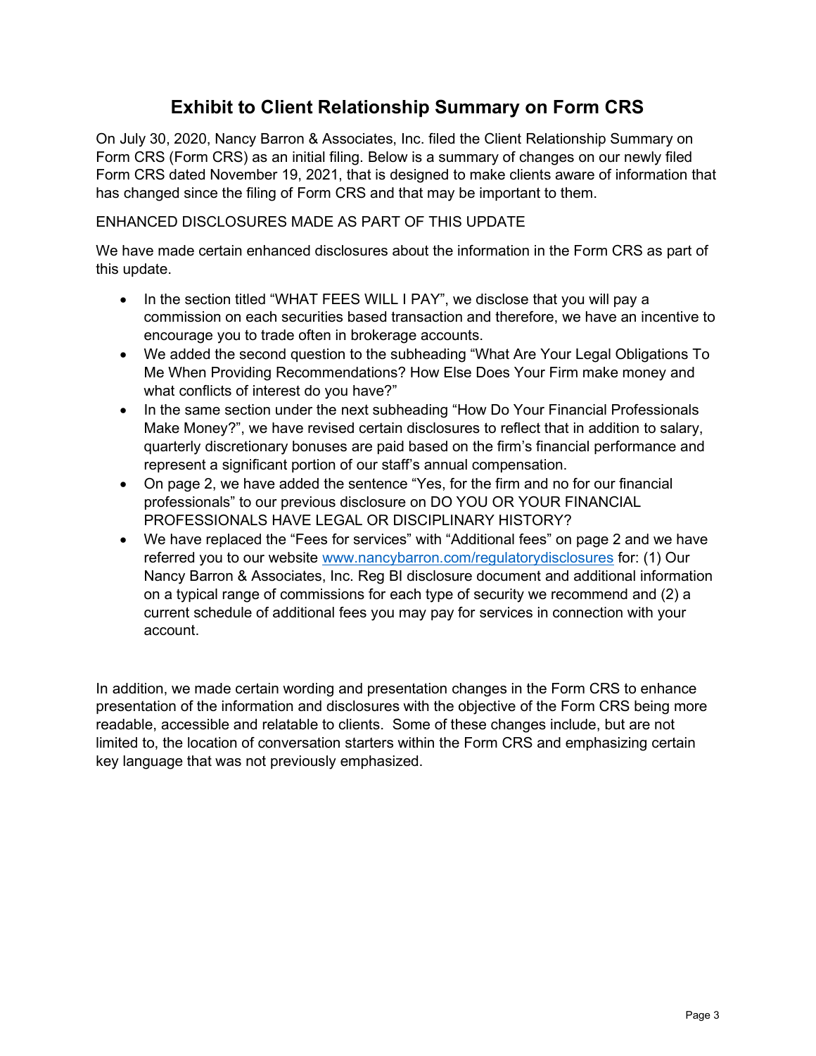# Exhibit to Client Relationship Summary on Form CRS

On July 30, 2020, Nancy Barron & Associates, Inc. filed the Client Relationship Summary on Form CRS (Form CRS) as an initial filing. Below is a summary of changes on our newly filed Form CRS dated November 19, 2021, that is designed to make clients aware of information that has changed since the filing of Form CRS and that may be important to them.

ENHANCED DISCLOSURES MADE AS PART OF THIS UPDATE

We have made certain enhanced disclosures about the information in the Form CRS as part of this update.

- In the section titled "WHAT FEES WILL I PAY", we disclose that you will pay a commission on each securities based transaction and therefore, we have an incentive to encourage you to trade often in brokerage accounts.
- We added the second question to the subheading "What Are Your Legal Obligations To Me When Providing Recommendations? How Else Does Your Firm make money and what conflicts of interest do you have?"
- In the same section under the next subheading "How Do Your Financial Professionals Make Money?", we have revised certain disclosures to reflect that in addition to salary, quarterly discretionary bonuses are paid based on the firm's financial performance and represent a significant portion of our staff's annual compensation.
- On page 2, we have added the sentence "Yes, for the firm and no for our financial professionals" to our previous disclosure on DO YOU OR YOUR FINANCIAL PROFESSIONALS HAVE LEGAL OR DISCIPLINARY HISTORY?
- We have replaced the "Fees for services" with "Additional fees" on page 2 and we have referred you to our website [www.nancybarron.com/regulatorydisclosures](www.nancybarron.com/regulatorydisclosures) for: (1) Our Nancy Barron & Associates, Inc. Reg BI disclosure document and additional information on a typical range of commissions for each type of security we recommend and (2) a current schedule of additional fees you may pay for services in connection with your account.

In addition, we made certain wording and presentation changes in the Form CRS to enhance presentation of the information and disclosures with the objective of the Form CRS being more readable, accessible and relatable to clients. Some of these changes include, but are not limited to, the location of conversation starters within the Form CRS and emphasizing certain key language that was not previously emphasized.